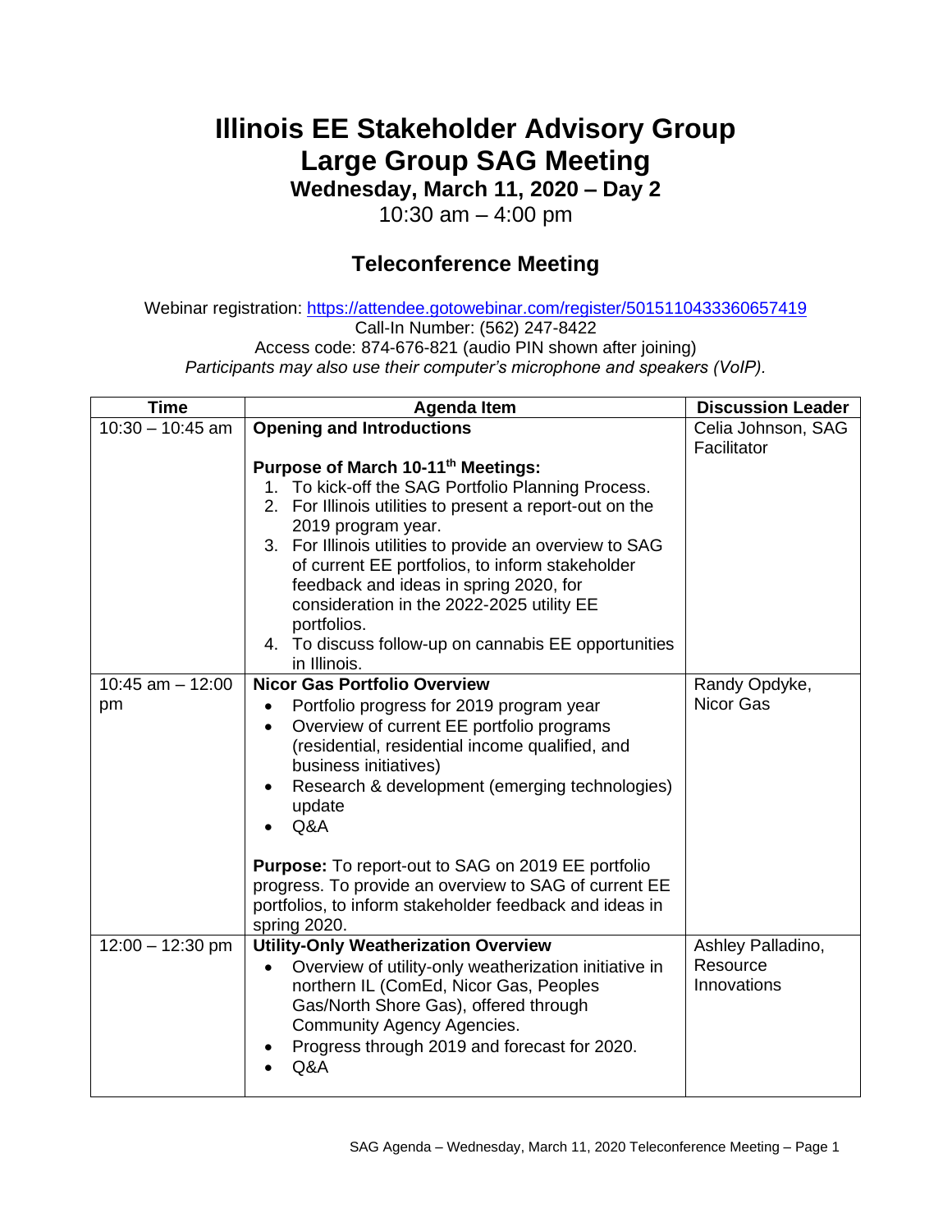# Illinois EE Stakeholder Advisory Group
# Large Group SAG Meeting

### Wednesday, March 11, 2020 – Day 2

10:30 am – 4:00 pm

## Teleconference Meeting

Webinar registration: https://attendee.gotowebinar.com/register/5015110433360657419
Call-In Number: (562) 247-8422
Access code: 874-676-821 (audio PIN shown after joining)
*Participants may also use their computer's microphone and speakers (VoIP).*

| Time | Agenda Item | Discussion Leader |
|---|---|---|
| 10:30 – 10:45 am | **Opening and Introductions**<br><br>**Purpose of March 10-11th Meetings:**<br>1. To kick-off the SAG Portfolio Planning Process.<br>2. For Illinois utilities to present a report-out on the 2019 program year.<br>3. For Illinois utilities to provide an overview to SAG of current EE portfolios, to inform stakeholder feedback and ideas in spring 2020, for consideration in the 2022-2025 utility EE portfolios.<br>4. To discuss follow-up on cannabis EE opportunities in Illinois. | Celia Johnson, SAG Facilitator |
| 10:45 am – 12:00 pm | **Nicor Gas Portfolio Overview**<br>• Portfolio progress for 2019 program year<br>• Overview of current EE portfolio programs (residential, residential income qualified, and business initiatives)<br>• Research & development (emerging technologies) update<br>• Q&A<br><br>**Purpose:** To report-out to SAG on 2019 EE portfolio progress. To provide an overview to SAG of current EE portfolios, to inform stakeholder feedback and ideas in spring 2020. | Randy Opdyke, Nicor Gas |
| 12:00 – 12:30 pm | **Utility-Only Weatherization Overview**<br>• Overview of utility-only weatherization initiative in northern IL (ComEd, Nicor Gas, Peoples Gas/North Shore Gas), offered through Community Agency Agencies.<br>• Progress through 2019 and forecast for 2020.<br>• Q&A | Ashley Palladino, Resource Innovations |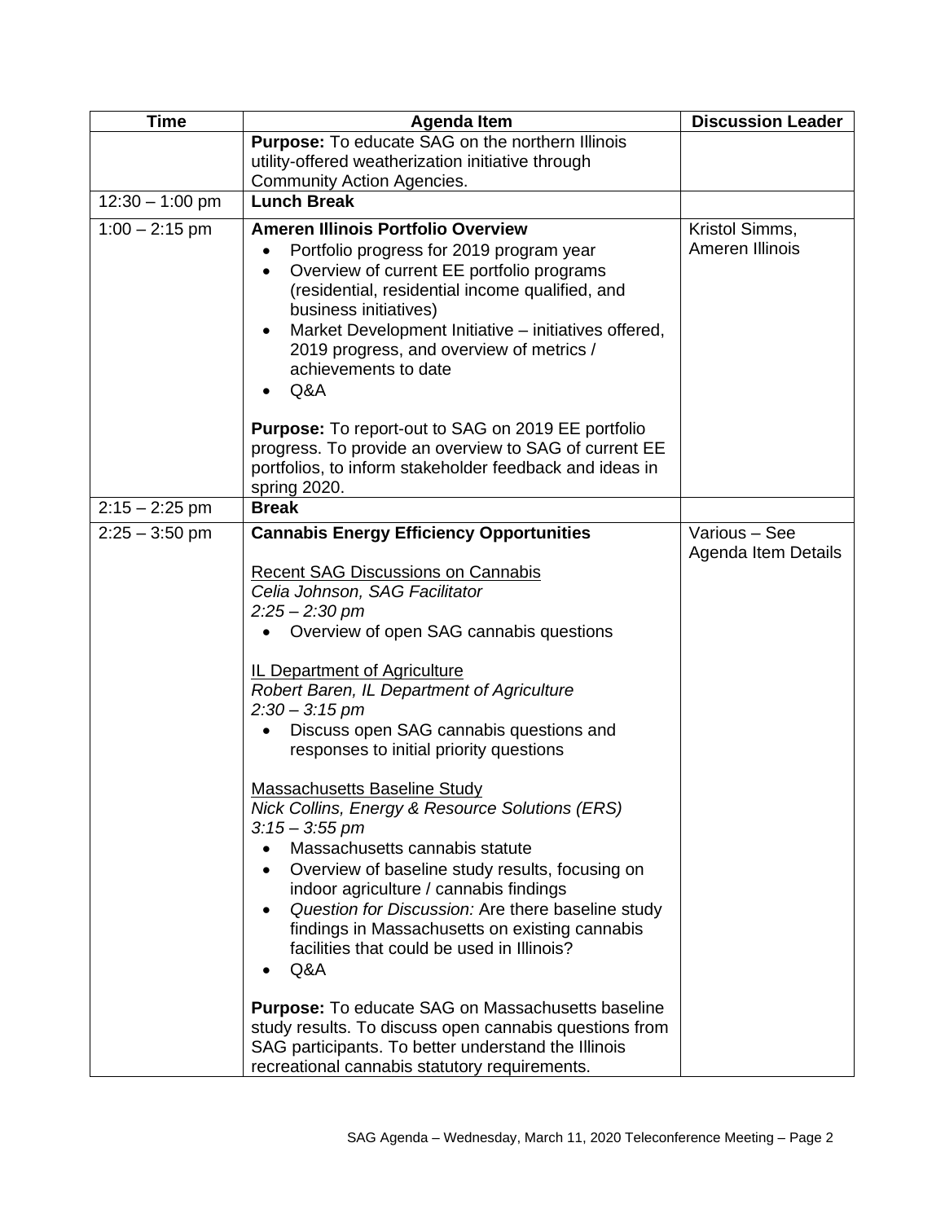| Time | Agenda Item | Discussion Leader |
|---|---|---|
| | **Purpose:** To educate SAG on the northern Illinois utility-offered weatherization initiative through Community Action Agencies. | |
| 12:30 – 1:00 pm | **Lunch Break** | |
| 1:00 – 2:15 pm | **Ameren Illinois Portfolio Overview**<br>• Portfolio progress for 2019 program year<br>• Overview of current EE portfolio programs (residential, residential income qualified, and business initiatives)<br>• Market Development Initiative – initiatives offered, 2019 progress, and overview of metrics / achievements to date<br>• Q&A<br><br>**Purpose:** To report-out to SAG on 2019 EE portfolio progress. To provide an overview to SAG of current EE portfolios, to inform stakeholder feedback and ideas in spring 2020. | Kristol Simms, Ameren Illinois |
| 2:15 – 2:25 pm | **Break** | |
| 2:25 – 3:50 pm | **Cannabis Energy Efficiency Opportunities**<br><br><u>Recent SAG Discussions on Cannabis</u><br>*Celia Johnson, SAG Facilitator*<br>*2:25 – 2:30 pm*<br>• Overview of open SAG cannabis questions<br><br><u>IL Department of Agriculture</u><br>*Robert Baren, IL Department of Agriculture*<br>*2:30 – 3:15 pm*<br>• Discuss open SAG cannabis questions and responses to initial priority questions<br><br><u>Massachusetts Baseline Study</u><br>*Nick Collins, Energy & Resource Solutions (ERS)*<br>*3:15 – 3:55 pm*<br>• Massachusetts cannabis statute<br>• Overview of baseline study results, focusing on indoor agriculture / cannabis findings<br>• *Question for Discussion:* Are there baseline study findings in Massachusetts on existing cannabis facilities that could be used in Illinois?<br>• Q&A<br><br>**Purpose:** To educate SAG on Massachusetts baseline study results. To discuss open cannabis questions from SAG participants. To better understand the Illinois recreational cannabis statutory requirements. | Various – See Agenda Item Details |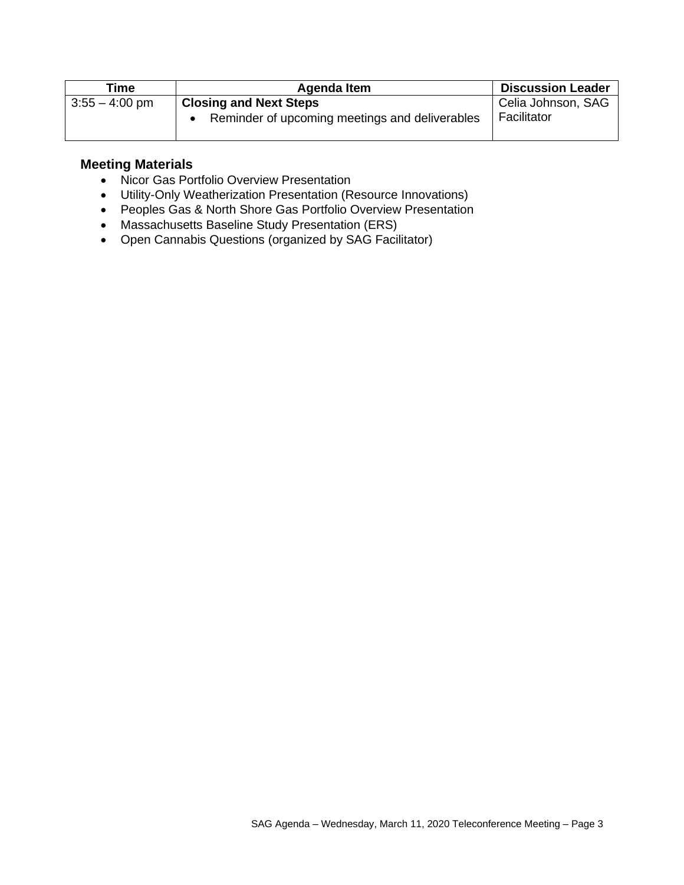| Time | Agenda Item | Discussion Leader |
| --- | --- | --- |
| 3:55 – 4:00 pm | **Closing and Next Steps**<br>• Reminder of upcoming meetings and deliverables | Celia Johnson, SAG Facilitator |

## Meeting Materials

- Nicor Gas Portfolio Overview Presentation
- Utility-Only Weatherization Presentation (Resource Innovations)
- Peoples Gas & North Shore Gas Portfolio Overview Presentation
- Massachusetts Baseline Study Presentation (ERS)
- Open Cannabis Questions (organized by SAG Facilitator)